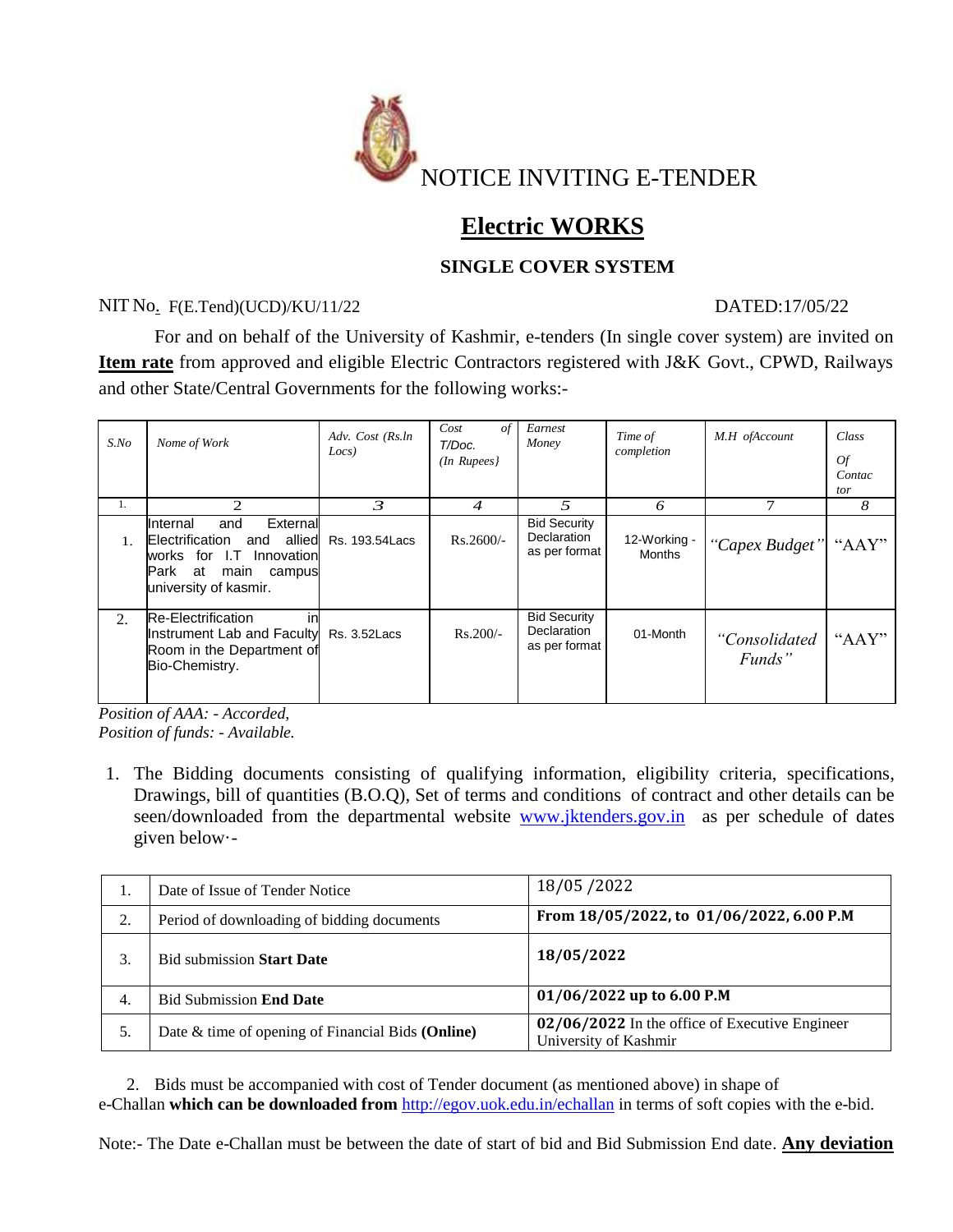# NOTICE INVITING E-TENDER

## Electric WORKS

### SINGLE COVER SYSTEM

NIT No. F(E.Tend)(UCD)/KU/11/22 DATED:17/05/22

For and on behalf of the University of Kashmir, e-tenders (In single cover system) are invited on **Item rate** from approved and eligible Electric Contractors registered with J&K Govt., CPWD, Railways and other State/Central Governments for the following works:-

| *S.No* | *Nome of Work* | *Adv. Cost (Rs.ln Locs)* | *Cost of T/Doc. (In Rupees}* | *Earnest Money* | *Time of completion* | *M.H ofAccount* | *Class Of Contactor* |
|---|---|---|---|---|---|---|---|
| 1. | 2 | 3 | 4 | 5 | 6 | 7 | 8 |
| 1. | Internal and External Electrification and allied works for I.T Innovation Park at main campus university of kasmir. | Rs. 193.54Lacs | Rs.2600/- | Bid Security Declaration as per format | 12-Working - Months | *"Capex Budget"* | "AAY" |
| 2. | Re-Electrification in Instrument Lab and Faculty Room in the Department of Bio-Chemistry. | Rs. 3.52Lacs | Rs.200/- | Bid Security Declaration as per format | 01-Month | *"Consolidated Funds"* | "AAY" |

*Position of AAA: - Accorded,*
*Position of funds: - Available.*

1. The Bidding documents consisting of qualifying information, eligibility criteria, specifications, Drawings, bill of quantities (B.O.Q), Set of terms and conditions of contract and other details can be seen/downloaded from the departmental website www.jktenders.gov.in as per schedule of dates given below·-

| | | |
|---|---|---|
| 1. | Date of Issue of Tender Notice | 18/05 /2022 |
| 2. | Period of downloading of bidding documents | **From 18/05/2022, to 01/06/2022, 6.00 P.M** |
| 3. | Bid submission **Start Date** | **18/05/2022** |
| 4. | Bid Submission **End Date** | **01/06/2022 up to 6.00 P.M** |
| 5. | Date & time of opening of Financial Bids **(Online)** | **02/06/2022** In the office of Executive Engineer University of Kashmir |

2. Bids must be accompanied with cost of Tender document (as mentioned above) in shape of e-Challan **which can be downloaded from** http://egov.uok.edu.in/echallan in terms of soft copies with the e-bid.

Note:- The Date e-Challan must be between the date of start of bid and Bid Submission End date. **Any deviation**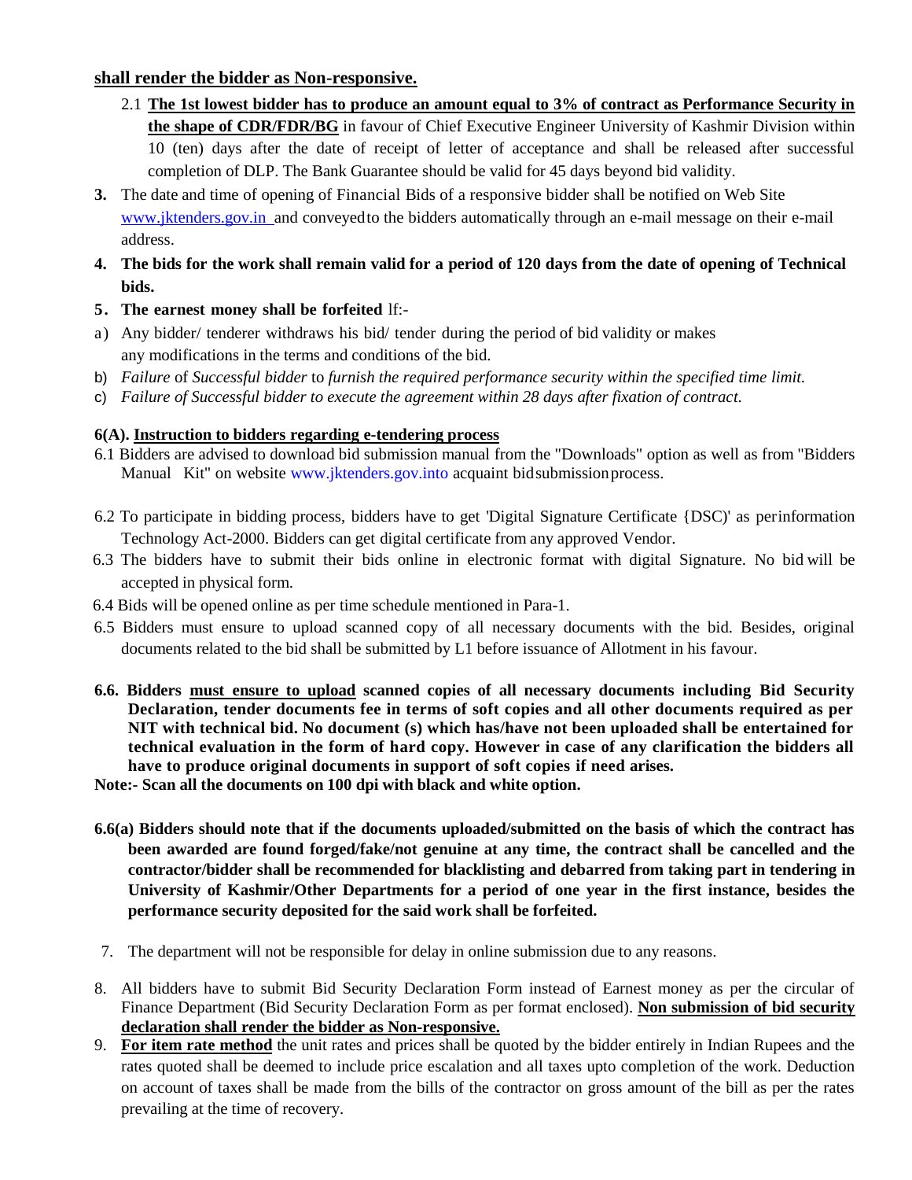**shall render the bidder as Non-responsive.**

2.1 **The 1st lowest bidder has to produce an amount equal to 3% of contract as Performance Security in the shape of CDR/FDR/BG** in favour of Chief Executive Engineer University of Kashmir Division within 10 (ten) days after the date of receipt of letter of acceptance and shall be released after successful completion of DLP. The Bank Guarantee should be valid for 45 days beyond bid validity.

**3.** The date and time of opening of Financial Bids of a responsive bidder shall be notified on Web Site www.jktenders.gov.in and conveyed to the bidders automatically through an e-mail message on their e-mail address.

**4. The bids for the work shall remain valid for a period of 120 days from the date of opening of Technical bids.**

**5. The earnest money shall be forfeited** lf:-

a) Any bidder/ tenderer withdraws his bid/ tender during the period of bid validity or makes any modifications in the terms and conditions of the bid.

b) *Failure* of *Successful bidder* to *furnish the required performance security within the specified time limit.*

c) *Failure of Successful bidder to execute the agreement within 28 days after fixation of contract.*

**6(A). Instruction to bidders regarding e-tendering process**

6.1 Bidders are advised to download bid submission manual from the "Downloads" option as well as from "Bidders Manual Kit" on website www.jktenders.gov.into acquaint bid submission process.

6.2 To participate in bidding process, bidders have to get 'Digital Signature Certificate {DSC)' as per information Technology Act-2000. Bidders can get digital certificate from any approved Vendor.

6.3 The bidders have to submit their bids online in electronic format with digital Signature. No bid will be accepted in physical form.

6.4 Bids will be opened online as per time schedule mentioned in Para-1.

6.5 Bidders must ensure to upload scanned copy of all necessary documents with the bid. Besides, original documents related to the bid shall be submitted by L1 before issuance of Allotment in his favour.

**6.6. Bidders must ensure to upload scanned copies of all necessary documents including Bid Security Declaration, tender documents fee in terms of soft copies and all other documents required as per NIT with technical bid. No document (s) which has/have not been uploaded shall be entertained for technical evaluation in the form of hard copy. However in case of any clarification the bidders all have to produce original documents in support of soft copies if need arises.**

**Note:- Scan all the documents on 100 dpi with black and white option.**

**6.6(a) Bidders should note that if the documents uploaded/submitted on the basis of which the contract has been awarded are found forged/fake/not genuine at any time, the contract shall be cancelled and the contractor/bidder shall be recommended for blacklisting and debarred from taking part in tendering in University of Kashmir/Other Departments for a period of one year in the first instance, besides the performance security deposited for the said work shall be forfeited.**

7. The department will not be responsible for delay in online submission due to any reasons.

8. All bidders have to submit Bid Security Declaration Form instead of Earnest money as per the circular of Finance Department (Bid Security Declaration Form as per format enclosed). **Non submission of bid security declaration shall render the bidder as Non-responsive.**

9. **For item rate method** the unit rates and prices shall be quoted by the bidder entirely in Indian Rupees and the rates quoted shall be deemed to include price escalation and all taxes upto completion of the work. Deduction on account of taxes shall be made from the bills of the contractor on gross amount of the bill as per the rates prevailing at the time of recovery.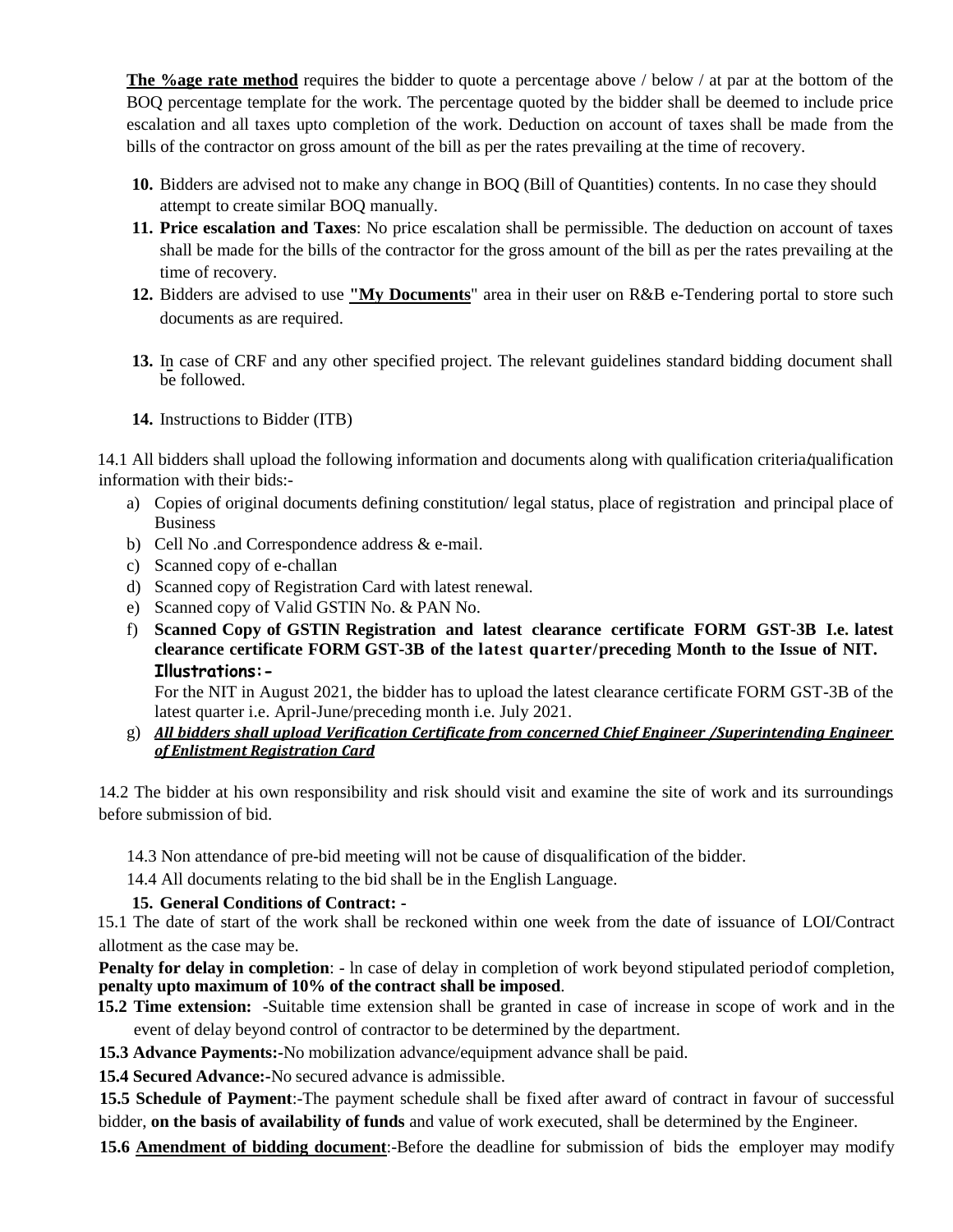**The %age rate method** requires the bidder to quote a percentage above / below / at par at the bottom of the BOQ percentage template for the work. The percentage quoted by the bidder shall be deemed to include price escalation and all taxes upto completion of the work. Deduction on account of taxes shall be made from the bills of the contractor on gross amount of the bill as per the rates prevailing at the time of recovery.

**10.** Bidders are advised not to make any change in BOQ (Bill of Quantities) contents. In no case they should attempt to create similar BOQ manually.

**11. Price escalation and Taxes**: No price escalation shall be permissible. The deduction on account of taxes shall be made for the bills of the contractor for the gross amount of the bill as per the rates prevailing at the time of recovery.

**12.** Bidders are advised to use **"My Documents**" area in their user on R&B e-Tendering portal to store such documents as are required.

**13.** In case of CRF and any other specified project. The relevant guidelines standard bidding document shall be followed.

**14.** Instructions to Bidder (ITB)

14.1 All bidders shall upload the following information and documents along with qualification criteria/qualification information with their bids:-

a) Copies of original documents defining constitution/ legal status, place of registration and principal place of Business
b) Cell No .and Correspondence address & e-mail.
c) Scanned copy of e-challan
d) Scanned copy of Registration Card with latest renewal.
e) Scanned copy of Valid GSTIN No. & PAN No.
f) **Scanned Copy of GSTIN Registration and latest clearance certificate FORM GST-3B I.e. latest clearance certificate FORM GST-3B of the latest quarter/preceding Month to the Issue of NIT.**
   **Illustrations:-**
   For the NIT in August 2021, the bidder has to upload the latest clearance certificate FORM GST-3B of the latest quarter i.e. April-June/preceding month i.e. July 2021.
g) ***All bidders shall upload Verification Certificate from concerned Chief Engineer /Superintending Engineer of Enlistment Registration Card***

14.2 The bidder at his own responsibility and risk should visit and examine the site of work and its surroundings before submission of bid.

14.3 Non attendance of pre-bid meeting will not be cause of disqualification of the bidder.

14.4 All documents relating to the bid shall be in the English Language.

**15. General Conditions of Contract: -**

15.1 The date of start of the work shall be reckoned within one week from the date of issuance of LOI/Contract allotment as the case may be.

**Penalty for delay in completion**: - In case of delay in completion of work beyond stipulated period of completion, **penalty upto maximum of 10% of the contract shall be imposed**.

**15.2 Time extension:** -Suitable time extension shall be granted in case of increase in scope of work and in the event of delay beyond control of contractor to be determined by the department.

**15.3 Advance Payments:-**No mobilization advance/equipment advance shall be paid.

**15.4 Secured Advance:-**No secured advance is admissible.

**15.5 Schedule of Payment**:-The payment schedule shall be fixed after award of contract in favour of successful bidder, **on the basis of availability of funds** and value of work executed, shall be determined by the Engineer.

**15.6 Amendment of bidding document**:-Before the deadline for submission of bids the employer may modify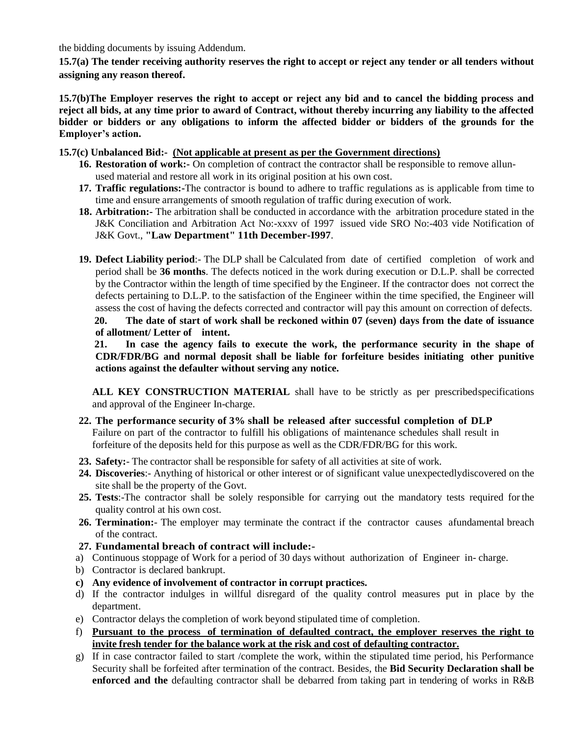the bidding documents by issuing Addendum.

**15.7(a) The tender receiving authority reserves the right to accept or reject any tender or all tenders without assigning any reason thereof.**

**15.7(b)The Employer reserves the right to accept or reject any bid and to cancel the bidding process and reject all bids, at any time prior to award of Contract, without thereby incurring any liability to the affected bidder or bidders or any obligations to inform the affected bidder or bidders of the grounds for the Employer's action.**

**15.7(c) Unbalanced Bid:- <u>(Not applicable at present as per the Government directions)</u>**

16. **Restoration of work:-** On completion of contract the contractor shall be responsible to remove allun-used material and restore all work in its original position at his own cost.
17. **Traffic regulations:-**The contractor is bound to adhere to traffic regulations as is applicable from time to time and ensure arrangements of smooth regulation of traffic during execution of work.
18. **Arbitration:-** The arbitration shall be conducted in accordance with the arbitration procedure stated in the J&K Conciliation and Arbitration Act No:-xxxv of 1997 issued vide SRO No:-403 vide Notification of J&K Govt., **"Law Department" 11th December-I997**.
19. **Defect Liability period**:- The DLP shall be Calculated from date of certified completion of work and period shall be **36 months**. The defects noticed in the work during execution or D.L.P. shall be corrected by the Contractor within the length of time specified by the Engineer. If the contractor does not correct the defects pertaining to D.L.P. to the satisfaction of the Engineer within the time specified, the Engineer will assess the cost of having the defects corrected and contractor will pay this amount on correction of defects.
20. **The date of start of work shall be reckoned within 07 (seven) days from the date of issuance of allotment/ Letter of intent.**
21. **In case the agency fails to execute the work, the performance security in the shape of CDR/FDR/BG and normal deposit shall be liable for forfeiture besides initiating other punitive actions against the defaulter without serving any notice.**

**ALL KEY CONSTRUCTION MATERIAL** shall have to be strictly as per prescribedspecifications and approval of the Engineer In-charge.

22. **The performance security of 3% shall be released after successful completion of DLP** Failure on part of the contractor to fulfill his obligations of maintenance schedules shall result in forfeiture of the deposits held for this purpose as well as the CDR/FDR/BG for this work.
23. **Safety:**- The contractor shall be responsible for safety of all activities at site of work.
24. **Discoveries**:- Anything of historical or other interest or of significant value unexpectedlydiscovered on the site shall be the property of the Govt.
25. **Tests**:-The contractor shall be solely responsible for carrying out the mandatory tests required for the quality control at his own cost.
26. **Termination:**- The employer may terminate the contract if the contractor causes afundamental breach of the contract.
27. **Fundamental breach of contract will include:-**

a) Continuous stoppage of Work for a period of 30 days without authorization of Engineer in- charge.

b) Contractor is declared bankrupt.

c) **Any evidence of involvement of contractor in corrupt practices.**

d) If the contractor indulges in willful disregard of the quality control measures put in place by the department.

e) Contractor delays the completion of work beyond stipulated time of completion.

f) **<u>Pursuant to the process of termination of defaulted contract, the employer reserves the right to invite fresh tender for the balance work at the risk and cost of defaulting contractor.</u>**

g) If in case contractor failed to start /complete the work, within the stipulated time period, his Performance Security shall be forfeited after termination of the contract. Besides, the **Bid Security Declaration shall be enforced and the** defaulting contractor shall be debarred from taking part in tendering of works in R&B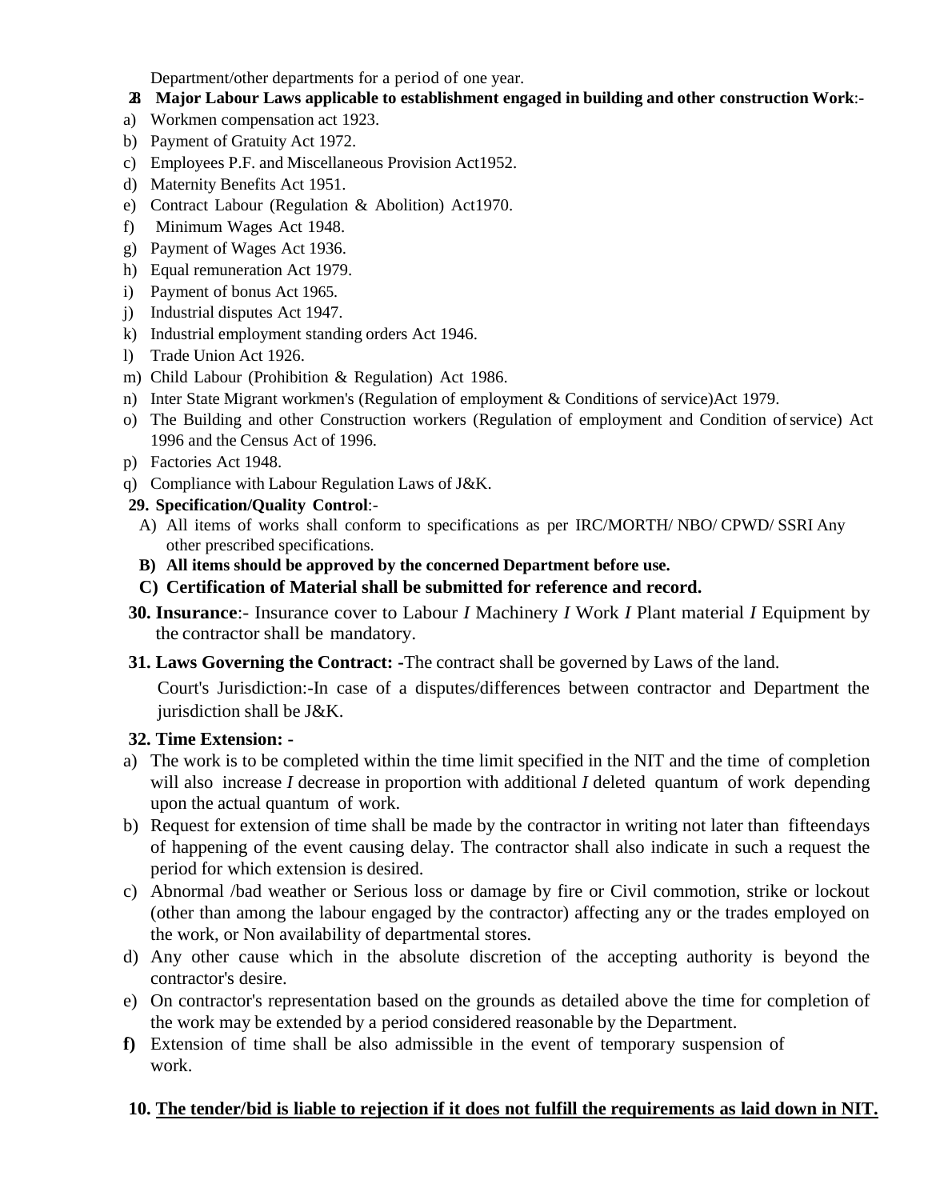Department/other departments for a period of one year.

**28. Major Labour Laws applicable to establishment engaged in building and other construction Work**:-

a) Workmen compensation act 1923.
b) Payment of Gratuity Act 1972.
c) Employees P.F. and Miscellaneous Provision Act1952.
d) Maternity Benefits Act 1951.
e) Contract Labour (Regulation & Abolition) Act1970.
f) Minimum Wages Act 1948.
g) Payment of Wages Act 1936.
h) Equal remuneration Act 1979.
i) Payment of bonus Act 1965.
j) Industrial disputes Act 1947.
k) Industrial employment standing orders Act 1946.
l) Trade Union Act 1926.
m) Child Labour (Prohibition & Regulation) Act 1986.
n) Inter State Migrant workmen's (Regulation of employment & Conditions of service)Act 1979.
o) The Building and other Construction workers (Regulation of employment and Condition of service) Act 1996 and the Census Act of 1996.
p) Factories Act 1948.
q) Compliance with Labour Regulation Laws of J&K.

**29. Specification/Quality Control**:-

A) All items of works shall conform to specifications as per IRC/MORTH/ NBO/ CPWD/ SSRI Any other prescribed specifications.
**B) All items should be approved by the concerned Department before use.**
**C) Certification of Material shall be submitted for reference and record.**

**30. Insurance**:- Insurance cover to Labour *I* Machinery *I* Work *I* Plant material *I* Equipment by the contractor shall be mandatory.

**31. Laws Governing the Contract: -**The contract shall be governed by Laws of the land.

Court's Jurisdiction:-In case of a disputes/differences between contractor and Department the jurisdiction shall be J&K.

**32. Time Extension: -**

a) The work is to be completed within the time limit specified in the NIT and the time of completion will also increase *I* decrease in proportion with additional *I* deleted quantum of work depending upon the actual quantum of work.
b) Request for extension of time shall be made by the contractor in writing not later than fifteendays of happening of the event causing delay. The contractor shall also indicate in such a request the period for which extension is desired.
c) Abnormal /bad weather or Serious loss or damage by fire or Civil commotion, strike or lockout (other than among the labour engaged by the contractor) affecting any or the trades employed on the work, or Non availability of departmental stores.
d) Any other cause which in the absolute discretion of the accepting authority is beyond the contractor's desire.
e) On contractor's representation based on the grounds as detailed above the time for completion of the work may be extended by a period considered reasonable by the Department.
**f)** Extension of time shall be also admissible in the event of temporary suspension of work.

**10. <u>The tender/bid is liable to rejection if it does not fulfill the requirements as laid down in NIT.</u>**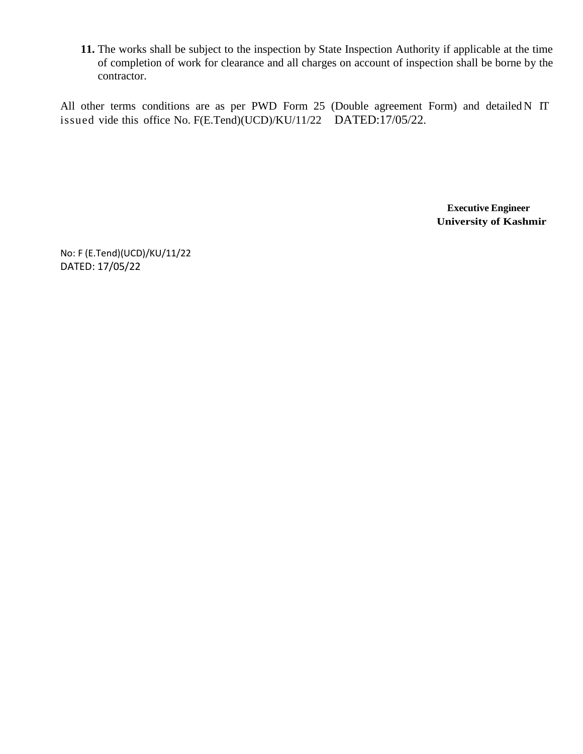11. The works shall be subject to the inspection by State Inspection Authority if applicable at the time of completion of work for clearance and all charges on account of inspection shall be borne by the contractor.

All other terms conditions are as per PWD Form 25 (Double agreement Form) and detailed NIT issued vide this office No. F(E.Tend)(UCD)/KU/11/22 DATED:17/05/22.

**Executive Engineer**
**University of Kashmir**

No: F (E.Tend)(UCD)/KU/11/22
DATED: 17/05/22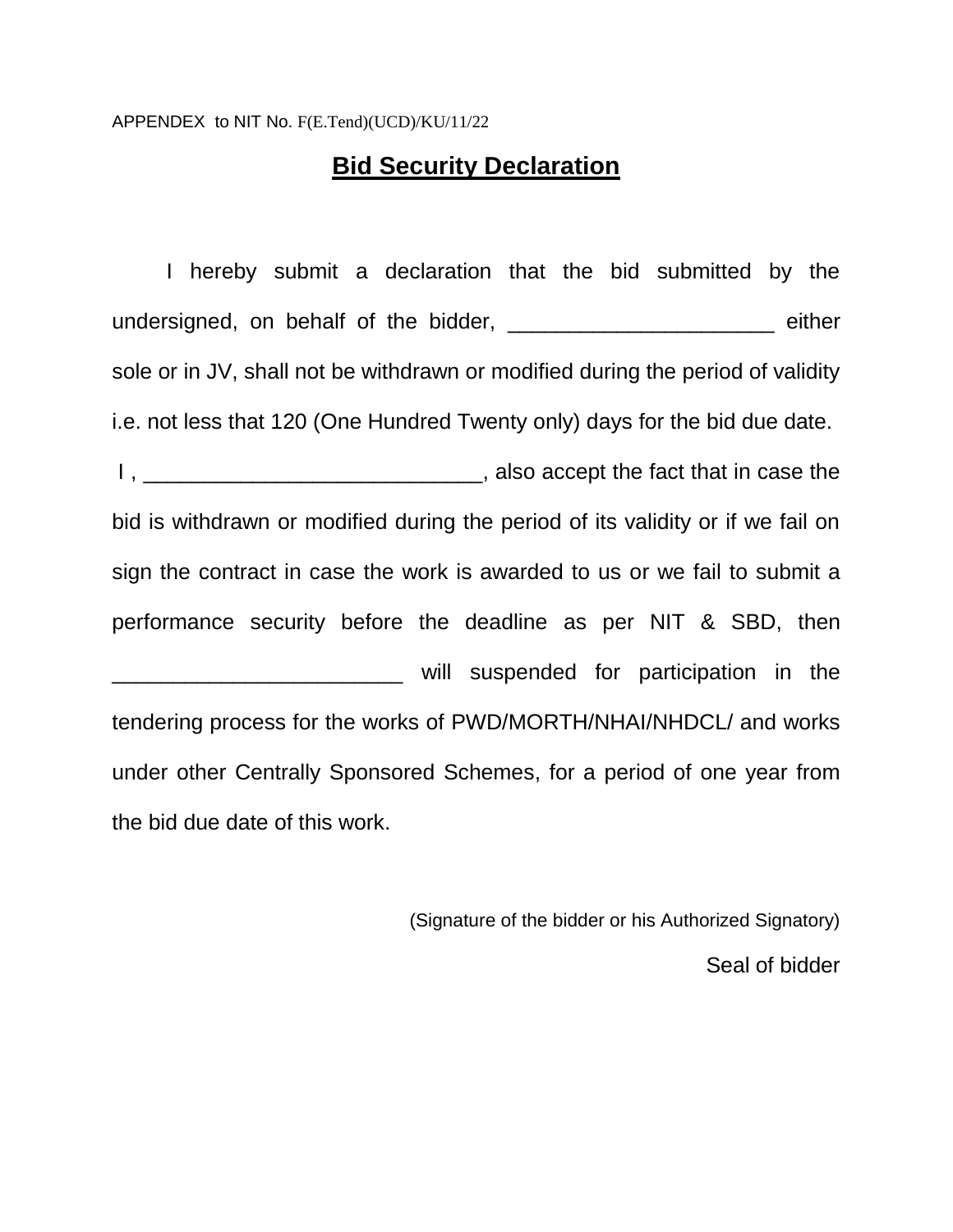APPENDEX to NIT No. F(E.Tend)(UCD)/KU/11/22

# Bid Security Declaration

I hereby submit a declaration that the bid submitted by the undersigned, on behalf of the bidder, ______________________ either sole or in JV, shall not be withdrawn or modified during the period of validity i.e. not less that 120 (One Hundred Twenty only) days for the bid due date.

I , ____________________________, also accept the fact that in case the bid is withdrawn or modified during the period of its validity or if we fail on sign the contract in case the work is awarded to us or we fail to submit a performance security before the deadline as per NIT & SBD, then ________________________ will suspended for participation in the tendering process for the works of PWD/MORTH/NHAI/NHDCL/ and works under other Centrally Sponsored Schemes, for a period of one year from the bid due date of this work.

(Signature of the bidder or his Authorized Signatory)

Seal of bidder